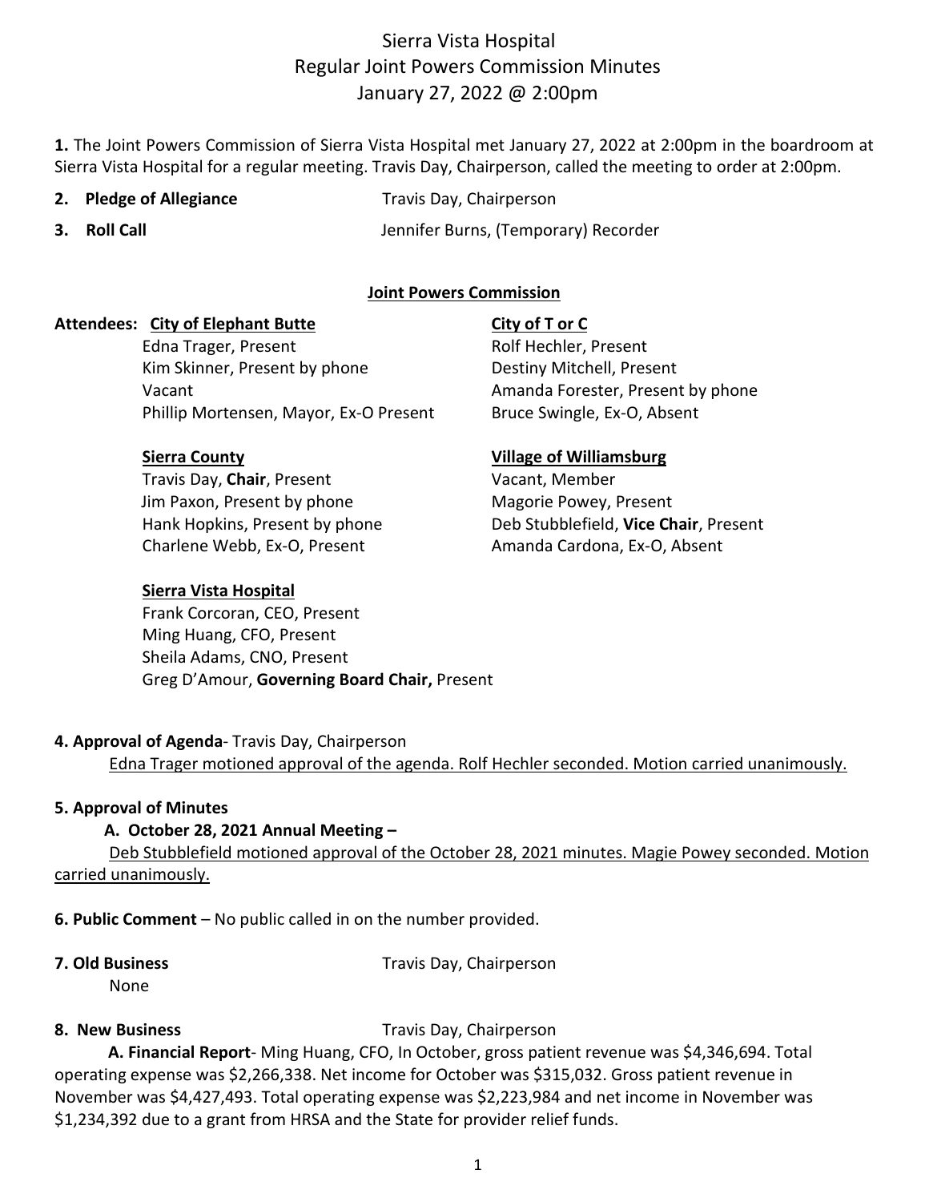# Sierra Vista Hospital
## Regular Joint Powers Commission Minutes
## January 27, 2022 @ 2:00pm

**1.** The Joint Powers Commission of Sierra Vista Hospital met January 27, 2022 at 2:00pm in the boardroom at Sierra Vista Hospital for a regular meeting. Travis Day, Chairperson, called the meeting to order at 2:00pm.

**2. Pledge of Allegiance** Travis Day, Chairperson

**3. Roll Call** Jennifer Burns, (Temporary) Recorder

**Joint Powers Commission**

**Attendees:**

**City of Elephant Butte**
- Edna Trager, Present
- Kim Skinner, Present by phone
- Vacant
- Phillip Mortensen, Mayor, Ex-O Present

**City of T or C**
- Rolf Hechler, Present
- Destiny Mitchell, Present
- Amanda Forester, Present by phone
- Bruce Swingle, Ex-O, Absent

**Sierra County**
- Travis Day, **Chair**, Present
- Jim Paxon, Present by phone
- Hank Hopkins, Present by phone
- Charlene Webb, Ex-O, Present

**Village of Williamsburg**
- Vacant, Member
- Magorie Powey, Present
- Deb Stubblefield, **Vice Chair**, Present
- Amanda Cardona, Ex-O, Absent

**Sierra Vista Hospital**
- Frank Corcoran, CEO, Present
- Ming Huang, CFO, Present
- Sheila Adams, CNO, Present
- Greg D'Amour, **Governing Board Chair,** Present

**4. Approval of Agenda**- Travis Day, Chairperson

Edna Trager motioned approval of the agenda. Rolf Hechler seconded. Motion carried unanimously.

**5. Approval of Minutes**

**A. October 28, 2021 Annual Meeting –**

Deb Stubblefield motioned approval of the October 28, 2021 minutes. Magie Powey seconded. Motion carried unanimously.

**6. Public Comment** – No public called in on the number provided.

**7. Old Business** Travis Day, Chairperson

None

**8. New Business** Travis Day, Chairperson

**A. Financial Report**- Ming Huang, CFO, In October, gross patient revenue was $4,346,694. Total operating expense was $2,266,338. Net income for October was $315,032. Gross patient revenue in November was $4,427,493. Total operating expense was $2,223,984 and net income in November was $1,234,392 due to a grant from HRSA and the State for provider relief funds.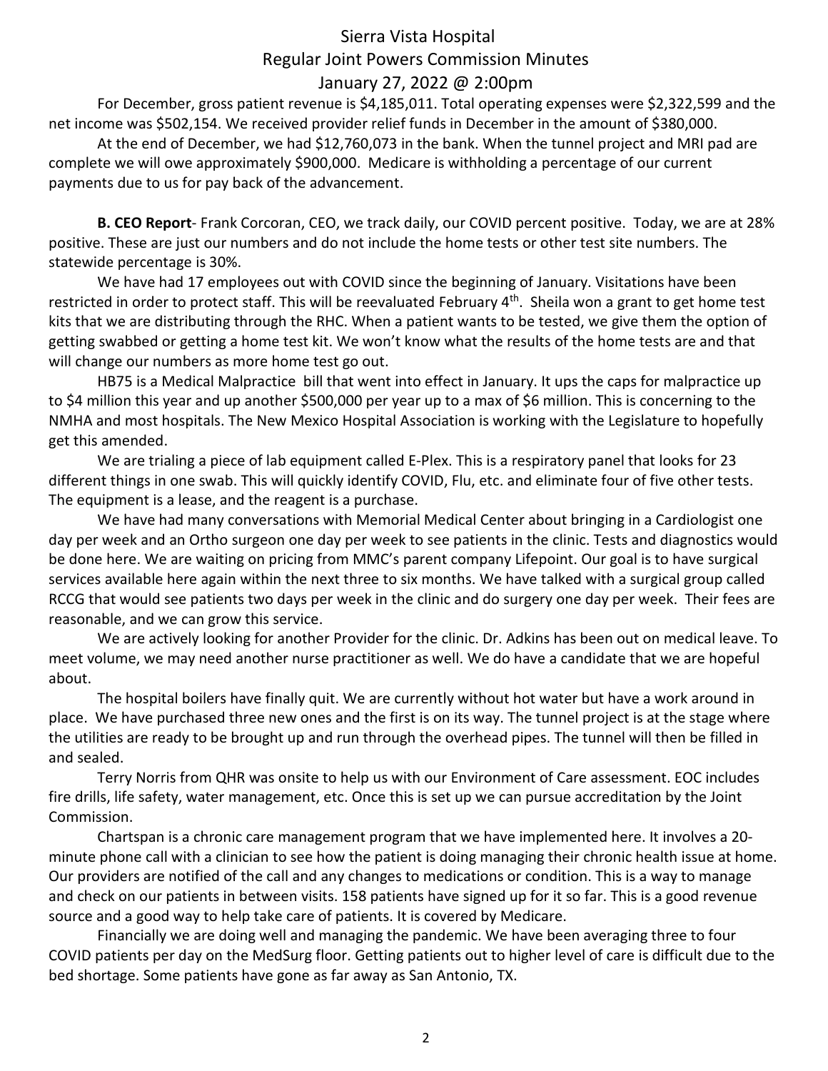For December, gross patient revenue is $4,185,011. Total operating expenses were $2,322,599 and the net income was $502,154. We received provider relief funds in December in the amount of $380,000.

At the end of December, we had $12,760,073 in the bank. When the tunnel project and MRI pad are complete we will owe approximately $900,000. Medicare is withholding a percentage of our current payments due to us for pay back of the advancement.

**B. CEO Report**- Frank Corcoran, CEO, we track daily, our COVID percent positive. Today, we are at 28% positive. These are just our numbers and do not include the home tests or other test site numbers. The statewide percentage is 30%.

We have had 17 employees out with COVID since the beginning of January. Visitations have been restricted in order to protect staff. This will be reevaluated February 4th. Sheila won a grant to get home test kits that we are distributing through the RHC. When a patient wants to be tested, we give them the option of getting swabbed or getting a home test kit. We won't know what the results of the home tests are and that will change our numbers as more home test go out.

HB75 is a Medical Malpractice bill that went into effect in January. It ups the caps for malpractice up to $4 million this year and up another $500,000 per year up to a max of $6 million. This is concerning to the NMHA and most hospitals. The New Mexico Hospital Association is working with the Legislature to hopefully get this amended.

We are trialing a piece of lab equipment called E-Plex. This is a respiratory panel that looks for 23 different things in one swab. This will quickly identify COVID, Flu, etc. and eliminate four of five other tests. The equipment is a lease, and the reagent is a purchase.

We have had many conversations with Memorial Medical Center about bringing in a Cardiologist one day per week and an Ortho surgeon one day per week to see patients in the clinic. Tests and diagnostics would be done here. We are waiting on pricing from MMC's parent company Lifepoint. Our goal is to have surgical services available here again within the next three to six months. We have talked with a surgical group called RCCG that would see patients two days per week in the clinic and do surgery one day per week. Their fees are reasonable, and we can grow this service.

We are actively looking for another Provider for the clinic. Dr. Adkins has been out on medical leave. To meet volume, we may need another nurse practitioner as well. We do have a candidate that we are hopeful about.

The hospital boilers have finally quit. We are currently without hot water but have a work around in place. We have purchased three new ones and the first is on its way. The tunnel project is at the stage where the utilities are ready to be brought up and run through the overhead pipes. The tunnel will then be filled in and sealed.

Terry Norris from QHR was onsite to help us with our Environment of Care assessment. EOC includes fire drills, life safety, water management, etc. Once this is set up we can pursue accreditation by the Joint Commission.

Chartspan is a chronic care management program that we have implemented here. It involves a 20-minute phone call with a clinician to see how the patient is doing managing their chronic health issue at home. Our providers are notified of the call and any changes to medications or condition. This is a way to manage and check on our patients in between visits. 158 patients have signed up for it so far. This is a good revenue source and a good way to help take care of patients. It is covered by Medicare.

Financially we are doing well and managing the pandemic. We have been averaging three to four COVID patients per day on the MedSurg floor. Getting patients out to higher level of care is difficult due to the bed shortage. Some patients have gone as far away as San Antonio, TX.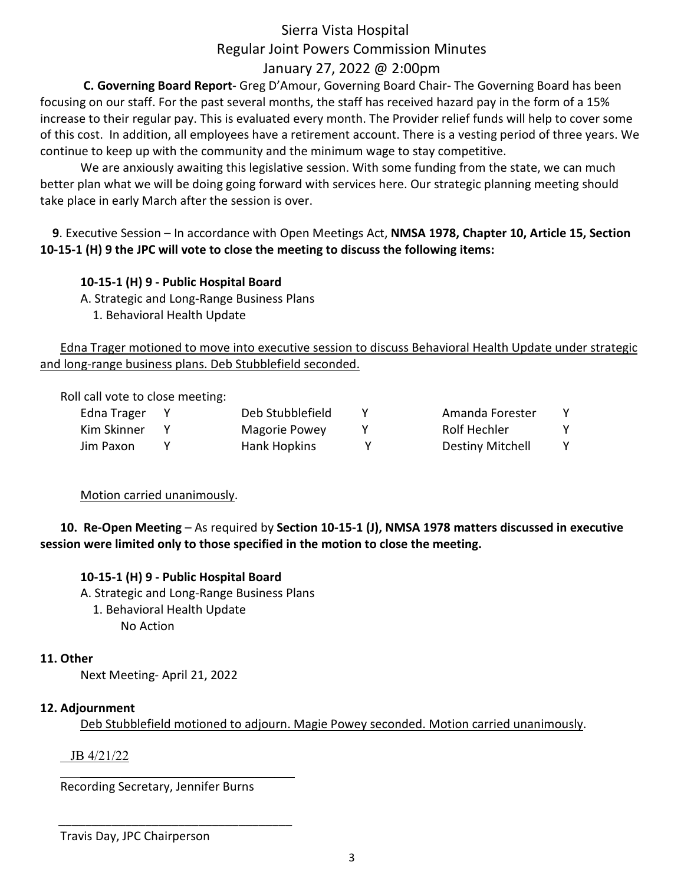# Sierra Vista Hospital
## Regular Joint Powers Commission Minutes
## January 27, 2022 @ 2:00pm

**C. Governing Board Report**- Greg D'Amour, Governing Board Chair- The Governing Board has been focusing on our staff. For the past several months, the staff has received hazard pay in the form of a 15% increase to their regular pay. This is evaluated every month. The Provider relief funds will help to cover some of this cost. In addition, all employees have a retirement account. There is a vesting period of three years. We continue to keep up with the community and the minimum wage to stay competitive.

We are anxiously awaiting this legislative session. With some funding from the state, we can much better plan what we will be doing going forward with services here. Our strategic planning meeting should take place in early March after the session is over.

**9**. Executive Session – In accordance with Open Meetings Act, **NMSA 1978, Chapter 10, Article 15, Section 10-15-1 (H) 9 the JPC will vote to close the meeting to discuss the following items:**

**10-15-1 (H) 9 - Public Hospital Board**

A. Strategic and Long-Range Business Plans
   1. Behavioral Health Update

Edna Trager motioned to move into executive session to discuss Behavioral Health Update under strategic and long-range business plans. Deb Stubblefield seconded.

Roll call vote to close meeting:

| | | | | | |
|---|---|---|---|---|---|
| Edna Trager | Y | Deb Stubblefield | Y | Amanda Forester | Y |
| Kim Skinner | Y | Magorie Powey | Y | Rolf Hechler | Y |
| Jim Paxon | Y | Hank Hopkins | Y | Destiny Mitchell | Y |

Motion carried unanimously.

**10. Re-Open Meeting** – As required by **Section 10-15-1 (J), NMSA 1978 matters discussed in executive session were limited only to those specified in the motion to close the meeting.**

**10-15-1 (H) 9 - Public Hospital Board**

A. Strategic and Long-Range Business Plans
   1. Behavioral Health Update
      No Action

**11. Other**

Next Meeting- April 21, 2022

**12. Adjournment**

Deb Stubblefield motioned to adjourn. Magie Powey seconded. Motion carried unanimously.

JB 4/21/22

___________________________________

Recording Secretary, Jennifer Burns

___________________________________

Travis Day, JPC Chairperson